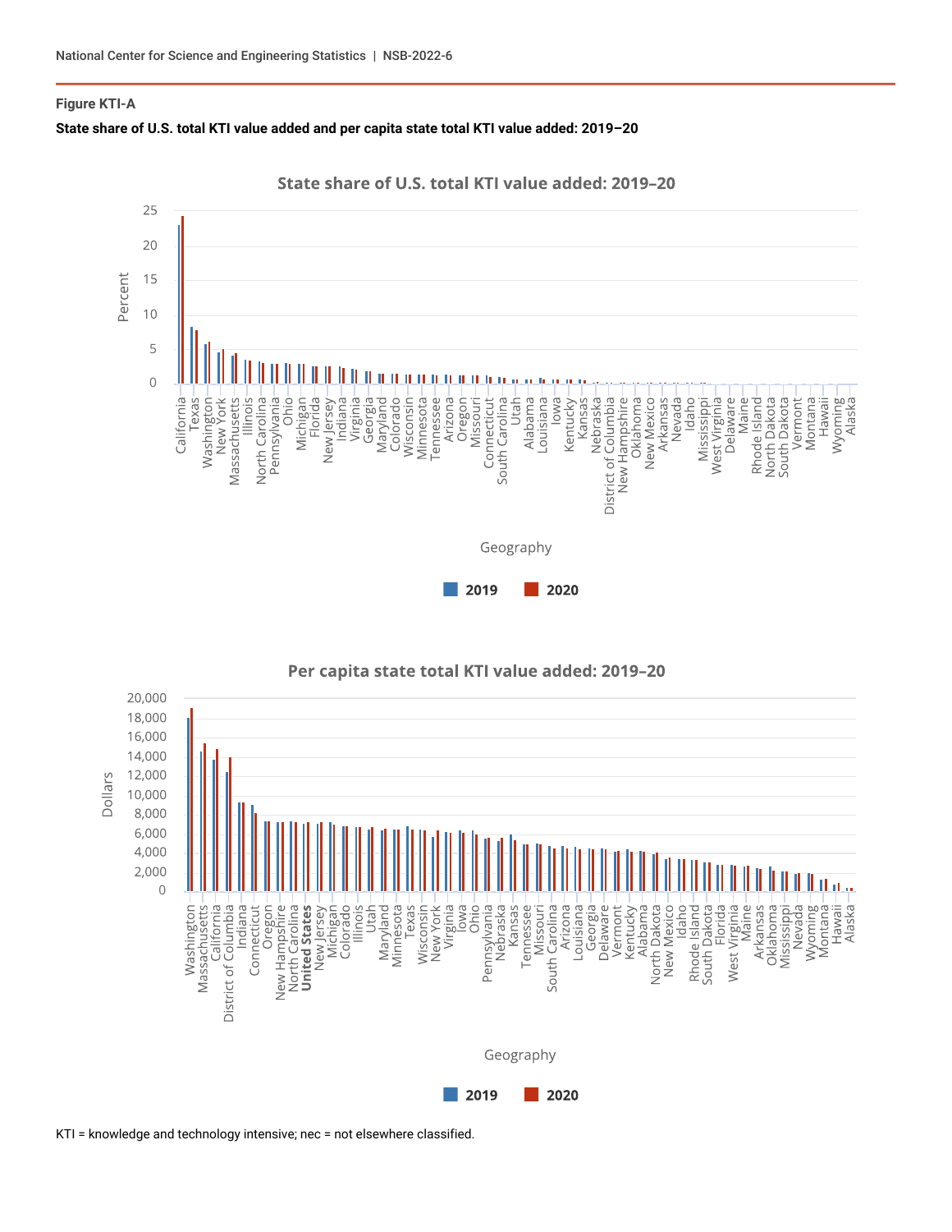**Figure KTI-A**

**State share of U.S. total KTI value added and per capita state total KTI value added: 2019–20**

KTI = knowledge and technology intensive; nec = not elsewhere classified.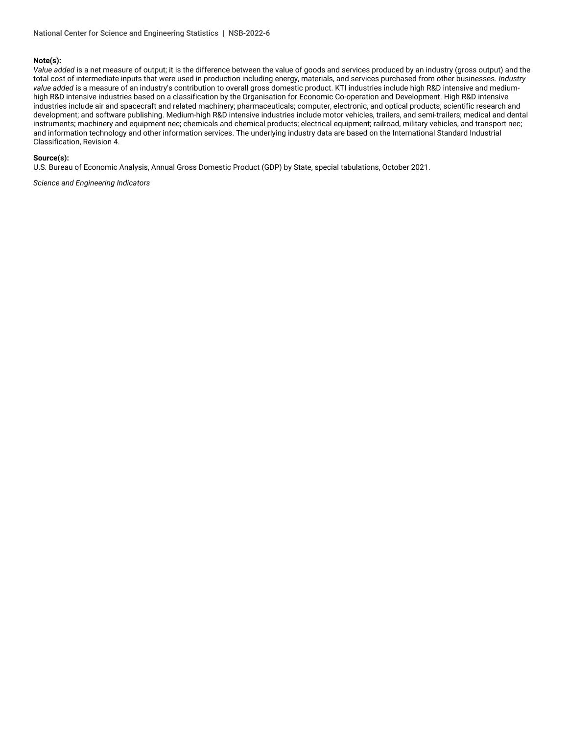**Note(s):**

*Value added* is a net measure of output; it is the difference between the value of goods and services produced by an industry (gross output) and the total cost of intermediate inputs that were used in production including energy, materials, and services purchased from other businesses. *Industry value added* is a measure of an industry's contribution to overall gross domestic product. KTI industries include high R&D intensive and medium-high R&D intensive industries based on a classification by the Organisation for Economic Co-operation and Development. High R&D intensive industries include air and spacecraft and related machinery; pharmaceuticals; computer, electronic, and optical products; scientific research and development; and software publishing. Medium-high R&D intensive industries include motor vehicles, trailers, and semi-trailers; medical and dental instruments; machinery and equipment nec; chemicals and chemical products; electrical equipment; railroad, military vehicles, and transport nec; and information technology and other information services. The underlying industry data are based on the International Standard Industrial Classification, Revision 4.

**Source(s):**

U.S. Bureau of Economic Analysis, Annual Gross Domestic Product (GDP) by State, special tabulations, October 2021.

*Science and Engineering Indicators*